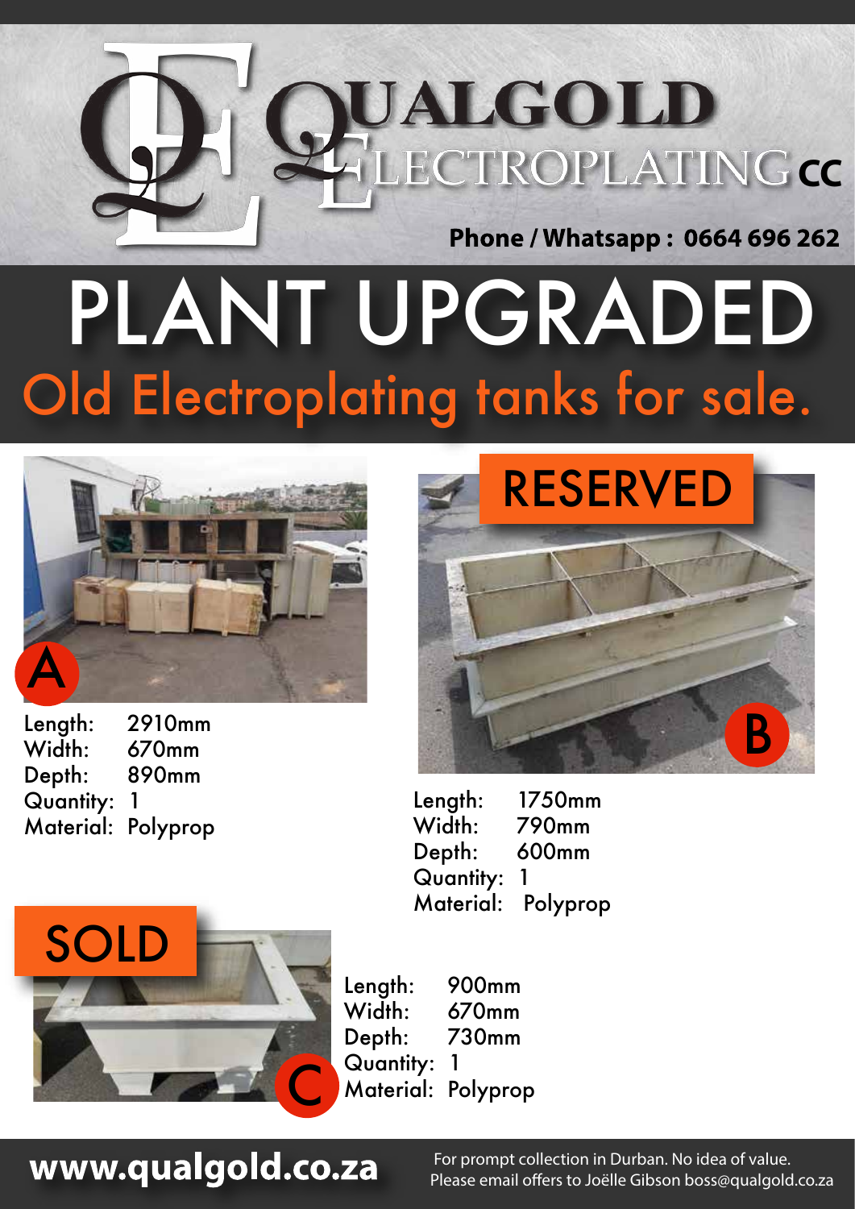# QUALGOLD ELECTROPLATING CC

**Phone / Whatsapp : 0664 696 262**

# PLANT UPGRADED

## Old Electroplating tanks for sale.

### A

Length: 2910mm
Width: 670mm
Depth: 890mm
Quantity: 1
Material: Polyprop

### B

RESERVED

Length: 1750mm
Width: 790mm
Depth: 600mm
Quantity: 1
Material: Polyprop

### C

SOLD

Length: 900mm
Width: 670mm
Depth: 730mm
Quantity: 1
Material: Polyprop

**www.qualgold.co.za**

For prompt collection in Durban. No idea of value.
Please email offers to Joëlle Gibson boss@qualgold.co.za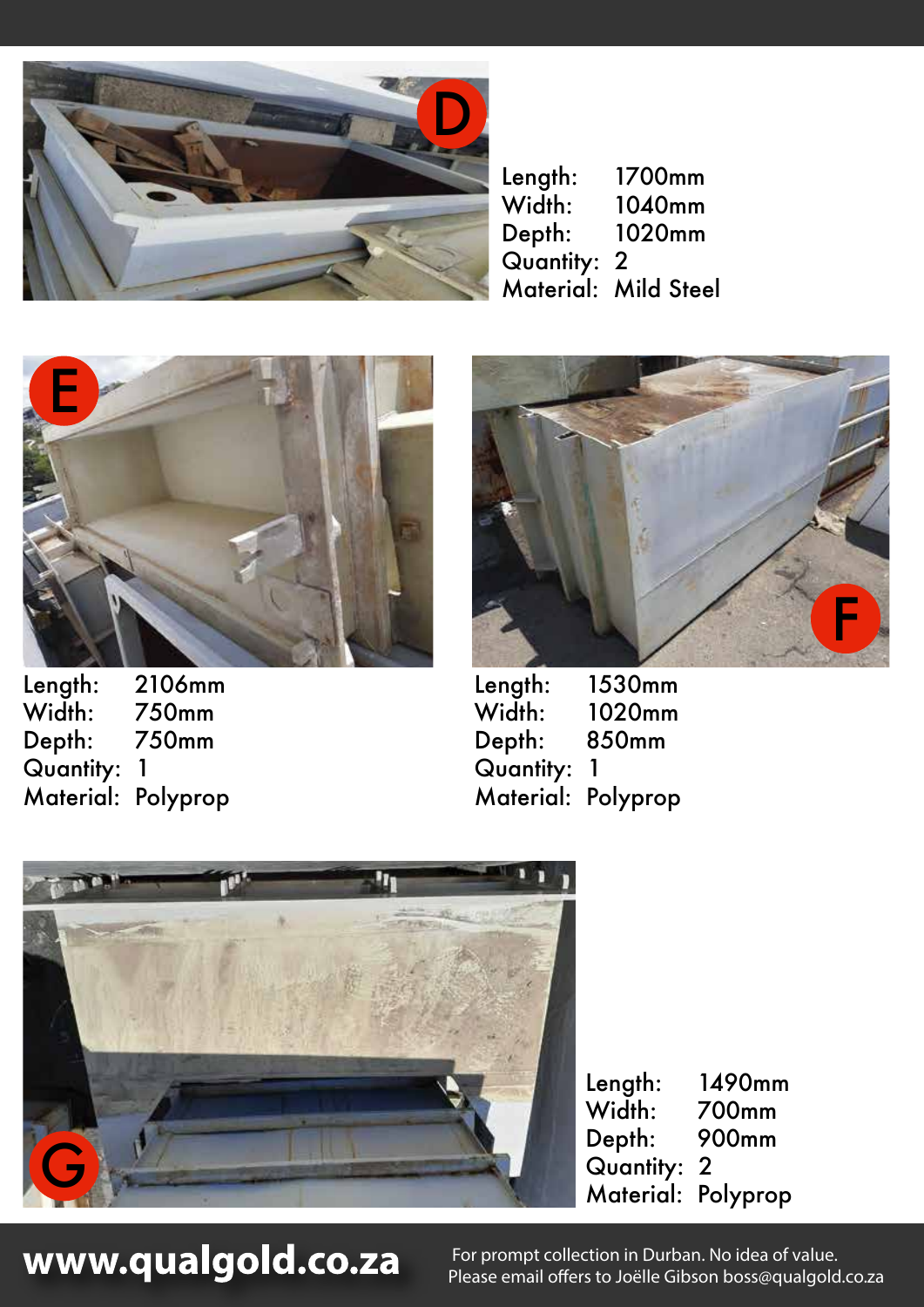D

Length: 1700mm
Width: 1040mm
Depth: 1020mm
Quantity: 2
Material: Mild Steel

E

Length: 2106mm
Width: 750mm
Depth: 750mm
Quantity: 1
Material: Polyprop

F

Length: 1530mm
Width: 1020mm
Depth: 850mm
Quantity: 1
Material: Polyprop

G

Length: 1490mm
Width: 700mm
Depth: 900mm
Quantity: 2
Material: Polyprop

**www.qualgold.co.za**

For prompt collection in Durban. No idea of value.
Please email offers to Joëlle Gibson boss@qualgold.co.za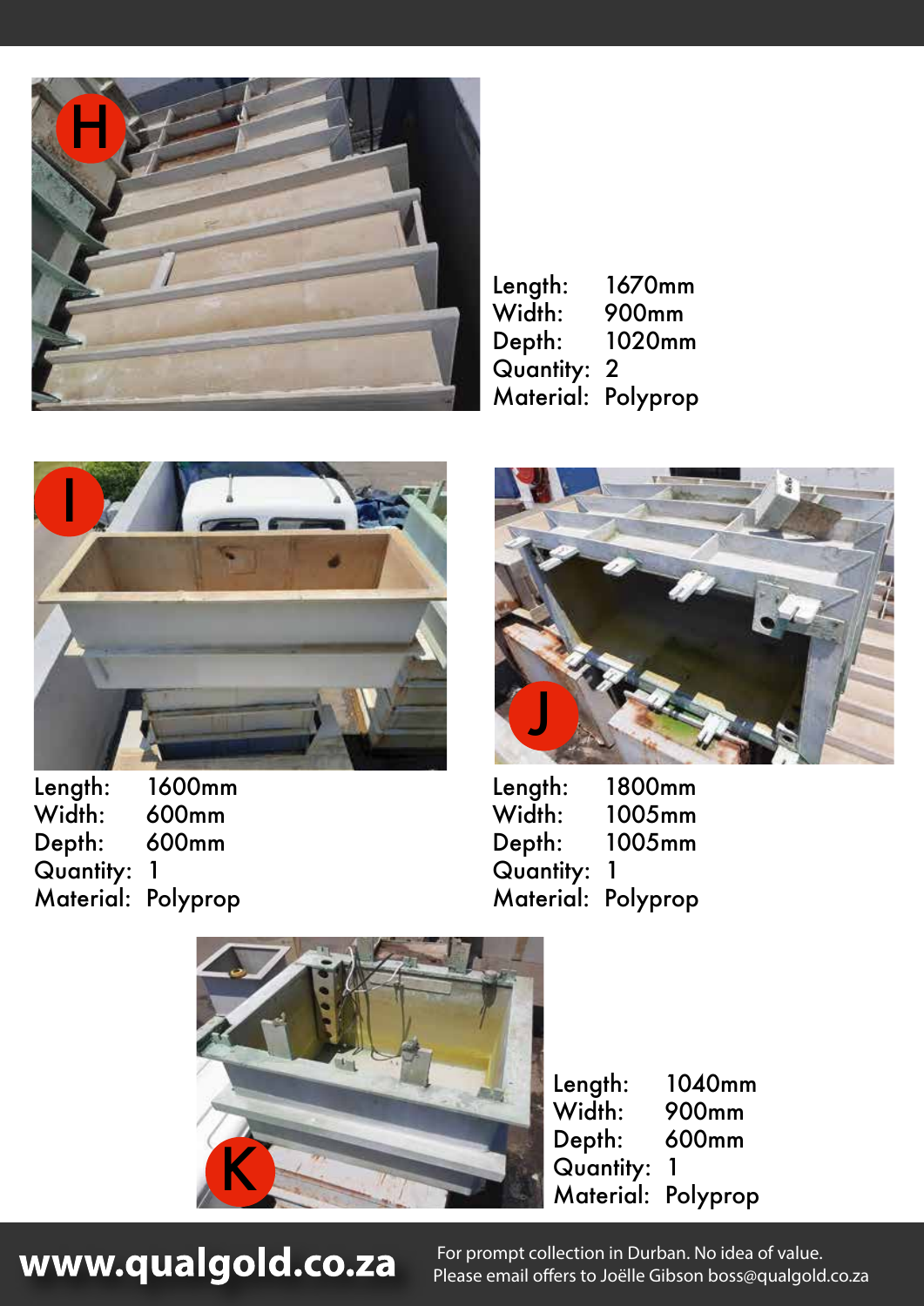## H

Length: 1670mm
Width: 900mm
Depth: 1020mm
Quantity: 2
Material: Polyprop

## I

Length: 1600mm
Width: 600mm
Depth: 600mm
Quantity: 1
Material: Polyprop

## J

Length: 1800mm
Width: 1005mm
Depth: 1005mm
Quantity: 1
Material: Polyprop

## K

Length: 1040mm
Width: 900mm
Depth: 600mm
Quantity: 1
Material: Polyprop

**www.qualgold.co.za**

For prompt collection in Durban. No idea of value.
Please email offers to Joëlle Gibson boss@qualgold.co.za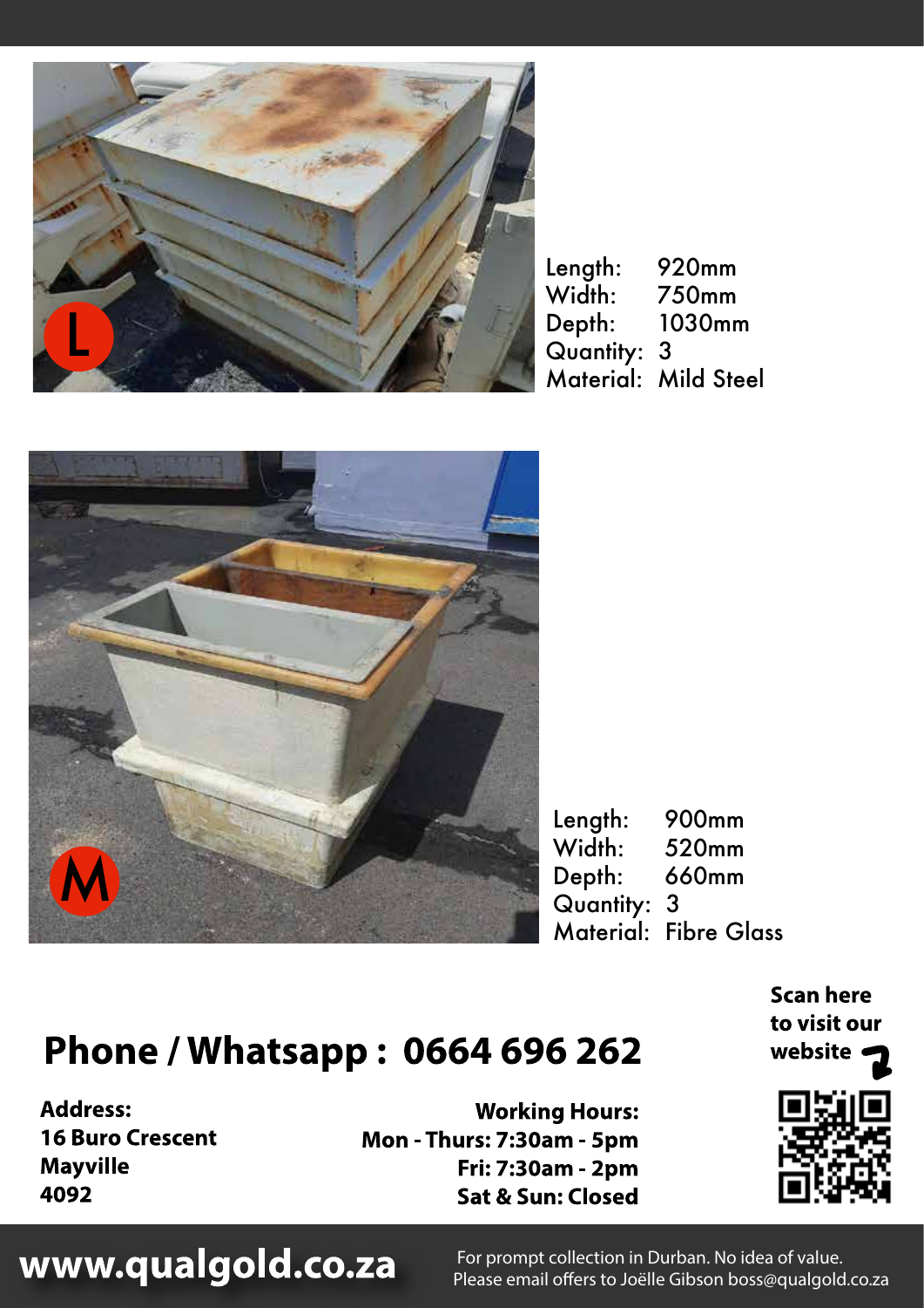**L**

Length: 920mm
Width: 750mm
Depth: 1030mm
Quantity: 3
Material: Mild Steel

**M**

Length: 900mm
Width: 520mm
Depth: 660mm
Quantity: 3
Material: Fibre Glass

## Phone / Whatsapp : 0664 696 262

**Address:**
**16 Buro Crescent**
**Mayville**
**4092**

**Working Hours:**
**Mon - Thurs: 7:30am - 5pm**
**Fri: 7:30am - 2pm**
**Sat & Sun: Closed**

**Scan here to visit our website**

**www.qualgold.co.za**

For prompt collection in Durban. No idea of value.
Please email offers to Joëlle Gibson boss@qualgold.co.za